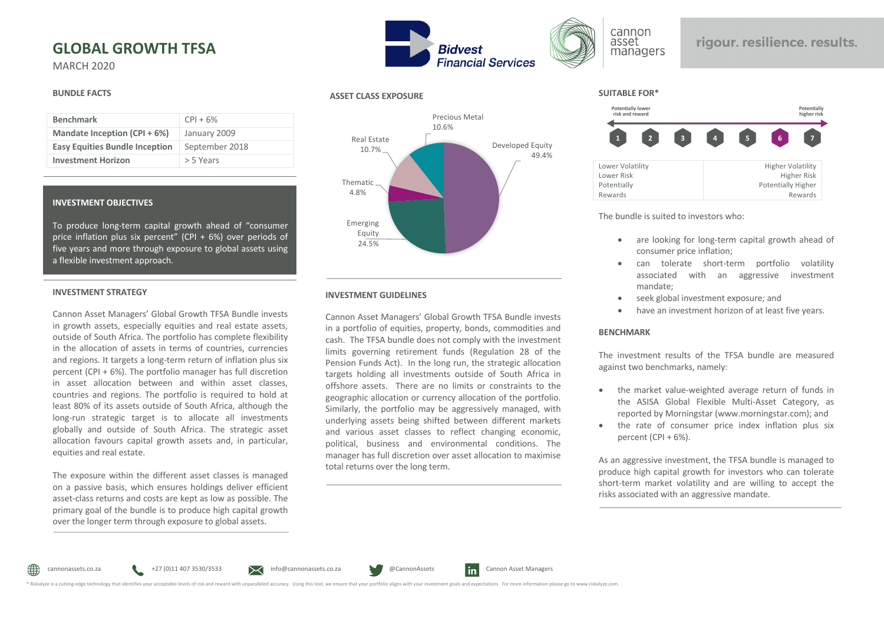# GLOBAL GROWTH TFSA

MARCH 2020

rigour. resilience. results.

### BUNDLE FACTS

| Benchmark | CPI + 6% |
|---|---|
| Mandate Inception (CPI + 6%) | January 2009 |
| Easy Equities Bundle Inception | September 2018 |
| Investment Horizon | > 5 Years |

### INVESTMENT OBJECTIVES

To produce long-term capital growth ahead of "consumer price inflation plus six percent" (CPI + 6%) over periods of five years and more through exposure to global assets using a flexible investment approach.

### INVESTMENT STRATEGY

Cannon Asset Managers' Global Growth TFSA Bundle invests in growth assets, especially equities and real estate assets, outside of South Africa. The portfolio has complete flexibility in the allocation of assets in terms of countries, currencies and regions. It targets a long-term return of inflation plus six percent (CPI + 6%). The portfolio manager has full discretion in asset allocation between and within asset classes, countries and regions. The portfolio is required to hold at least 80% of its assets outside of South Africa, although the long-run strategic target is to allocate all investments globally and outside of South Africa. The strategic asset allocation favours capital growth assets and, in particular, equities and real estate.

The exposure within the different asset classes is managed on a passive basis, which ensures holdings deliver efficient asset-class returns and costs are kept as low as possible. The primary goal of the bundle is to produce high capital growth over the longer term through exposure to global assets.

### ASSET CLASS EXPOSURE

| Asset Class | Exposure |
|---|---|
| Developed Equity | 49.4% |
| Emerging Equity | 24.5% |
| Thematic | 4.8% |
| Real Estate | 10.7% |
| Precious Metal | 10.6% |

### INVESTMENT GUIDELINES

Cannon Asset Managers' Global Growth TFSA Bundle invests in a portfolio of equities, property, bonds, commodities and cash. The TFSA bundle does not comply with the investment limits governing retirement funds (Regulation 28 of the Pension Funds Act). In the long run, the strategic allocation targets holding all investments outside of South Africa in offshore assets. There are no limits or constraints to the geographic allocation or currency allocation of the portfolio. Similarly, the portfolio may be aggressively managed, with underlying assets being shifted between different markets and various asset classes to reflect changing economic, political, business and environmental conditions. The manager has full discretion over asset allocation to maximise total returns over the long term.

### SUITABLE FOR*

Potentially lower risk and reward ← 1 2 3 4 5 **6** 7 → Potentially higher risk

| Lower Volatility<br>Lower Risk<br>Potentially Rewards | Higher Volatility<br>Higher Risk<br>Potentially Higher Rewards |
|---|---|

The bundle is suited to investors who:

- are looking for long-term capital growth ahead of consumer price inflation;
- can tolerate short-term portfolio volatility associated with an aggressive investment mandate;
- seek global investment exposure; and
- have an investment horizon of at least five years.

### BENCHMARK

The investment results of the TFSA bundle are measured against two benchmarks, namely:

- the market value-weighted average return of funds in the ASISA Global Flexible Multi-Asset Category, as reported by Morningstar (www.morningstar.com); and
- the rate of consumer price index inflation plus six percent (CPI + 6%).

As an aggressive investment, the TFSA bundle is managed to produce high capital growth for investors who can tolerate short-term market volatility and are willing to accept the risks associated with an aggressive mandate.

cannonassets.co.za | +27 (0)11 407 3530/3533 | info@cannonassets.co.za | @CannonAssets | Cannon Asset Managers

* Riskalyze is a cutting-edge technology that identifies your acceptable levels of risk and reward with unparalleled accuracy. Using this tool, we ensure that your portfolio aligns with your investment goals and expectations. For more information please go to www.riskalyze.com.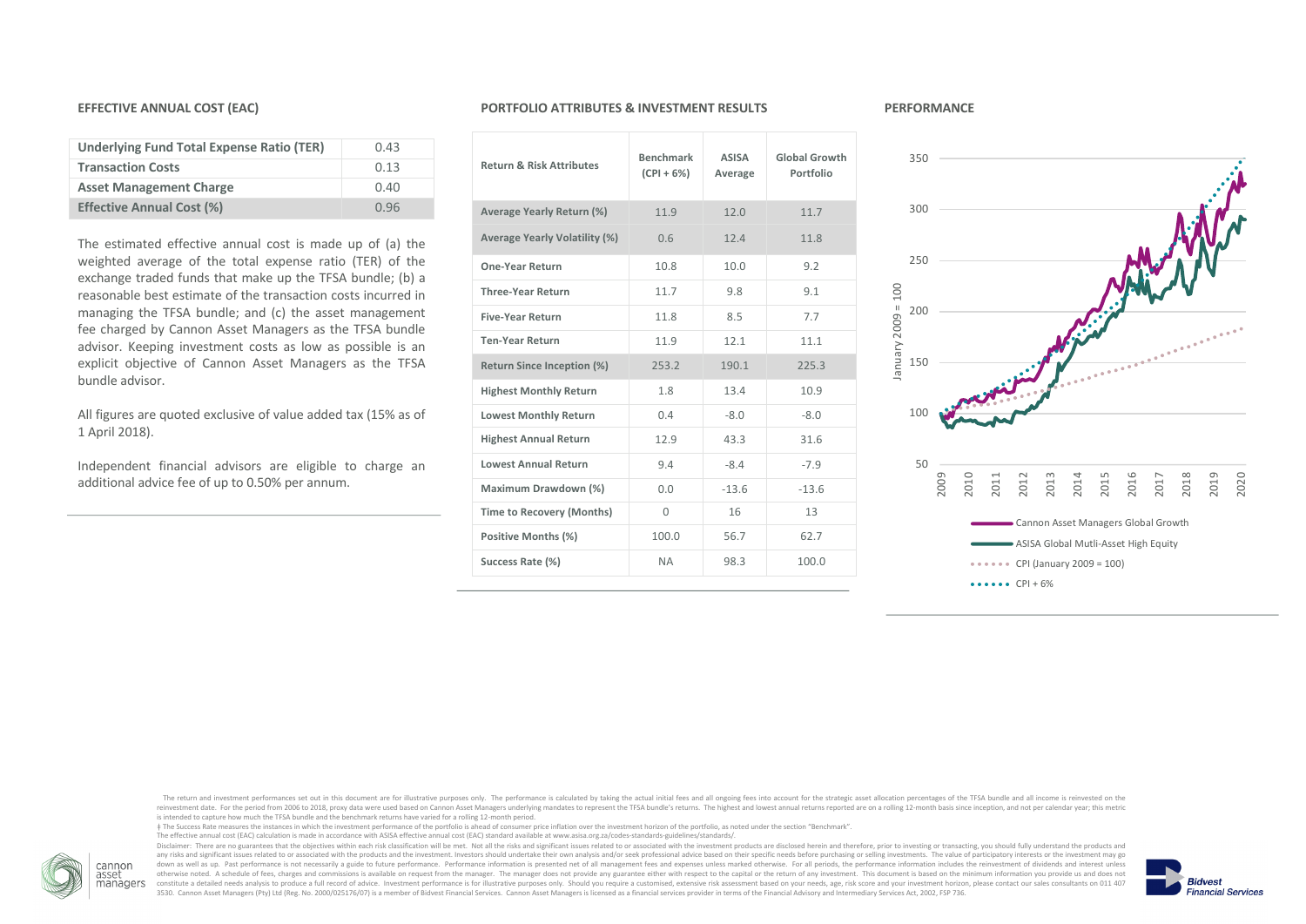## EFFECTIVE ANNUAL COST (EAC)

| | |
|---|---|
| **Underlying Fund Total Expense Ratio (TER)** | 0.43 |
| **Transaction Costs** | 0.13 |
| **Asset Management Charge** | 0.40 |
| **Effective Annual Cost (%)** | 0.96 |

The estimated effective annual cost is made up of (a) the weighted average of the total expense ratio (TER) of the exchange traded funds that make up the TFSA bundle; (b) a reasonable best estimate of the transaction costs incurred in managing the TFSA bundle; and (c) the asset management fee charged by Cannon Asset Managers as the TFSA bundle advisor. Keeping investment costs as low as possible is an explicit objective of Cannon Asset Managers as the TFSA bundle advisor.

All figures are quoted exclusive of value added tax (15% as of 1 April 2018).

Independent financial advisors are eligible to charge an additional advice fee of up to 0.50% per annum.

## PORTFOLIO ATTRIBUTES & INVESTMENT RESULTS

| Return & Risk Attributes | Benchmark (CPI + 6%) | ASISA Average | Global Growth Portfolio |
|---|---|---|---|
| **Average Yearly Return (%)** | 11.9 | 12.0 | 11.7 |
| **Average Yearly Volatility (%)** | 0.6 | 12.4 | 11.8 |
| **One-Year Return** | 10.8 | 10.0 | 9.2 |
| **Three-Year Return** | 11.7 | 9.8 | 9.1 |
| **Five-Year Return** | 11.8 | 8.5 | 7.7 |
| **Ten-Year Return** | 11.9 | 12.1 | 11.1 |
| **Return Since Inception (%)** | 253.2 | 190.1 | 225.3 |
| **Highest Monthly Return** | 1.8 | 13.4 | 10.9 |
| **Lowest Monthly Return** | 0.4 | -8.0 | -8.0 |
| **Highest Annual Return** | 12.9 | 43.3 | 31.6 |
| **Lowest Annual Return** | 9.4 | -8.4 | -7.9 |
| **Maximum Drawdown (%)** | 0.0 | -13.6 | -13.6 |
| **Time to Recovery (Months)** | 0 | 16 | 13 |
| **Positive Months (%)** | 100.0 | 56.7 | 62.7 |
| **Success Rate (%)** | NA | 98.3 | 100.0 |

## PERFORMANCE

January 2009 = 100

350
300
250
200
150
100
50

2009 2010 2011 2012 2013 2014 2015 2016 2017 2018 2019 2020

Cannon Asset Managers Global Growth
ASISA Global Mutli-Asset High Equity
CPI (January 2009 = 100)
CPI + 6%

The return and investment performances set out in this document are for illustrative purposes only. The performance is calculated by taking the actual initial fees and all ongoing fees into account for the strategic asset allocation percentages of the TFSA bundle and all income is reinvested on the reinvestment date. For the period from 2006 to 2018, proxy data were used based on Cannon Asset Managers underlying mandates to represent the TFSA bundle's returns. The highest and lowest annual returns reported are on a rolling 12-month basis since inception, and not per calendar year; this metric is intended to capture how much the TFSA bundle and the benchmark returns have varied for a rolling 12-month period.

‡ The Success Rate measures the instances in which the investment performance of the portfolio is ahead of consumer price inflation over the investment horizon of the portfolio, as noted under the section "Benchmark".

The effective annual cost (EAC) calculation is made in accordance with ASISA effective annual cost (EAC) standard available at www.asisa.org.za/codes-standards-guidelines/standards/.

Disclaimer: There are no guarantees that the objectives within each risk classification will be met. Not all the risks and significant issues related to or associated with the investment products are disclosed herein and therefore, prior to investing or transacting, you should fully understand the products and any risks and significant issues related to or associated with the products and the investment. Investors should undertake their own analysis and/or seek professional advice based on their specific needs before purchasing or selling investments. The value of participatory interests or the investment may go down as well as up. Past performance is not necessarily a guide to future performance. Performance information is presented net of all management fees and expenses unless marked otherwise. For all periods, the performance information includes the reinvestment of dividends and interest unless otherwise noted. A schedule of fees, charges and commissions is available on request from the manager. The manager does not provide any guarantee either with respect to the capital or the return of any investment. This document is based on the minimum information you provide us and does not constitute a detailed needs analysis to produce a full record of advice. Investment performance is for illustrative purposes only. Should you require a customised, extensive risk assessment based on your needs, age, risk score and your investment horizon, please contact our sales consultants on 011 407 3530. Cannon Asset Managers (Pty) Ltd (Reg. No. 2000/025176/07) is a member of Bidvest Financial Services. Cannon Asset Managers is licensed as a financial services provider in terms of the Financial Advisory and Intermediary Services Act, 2002, FSP 736.

cannon asset managers

Bidvest Financial Services